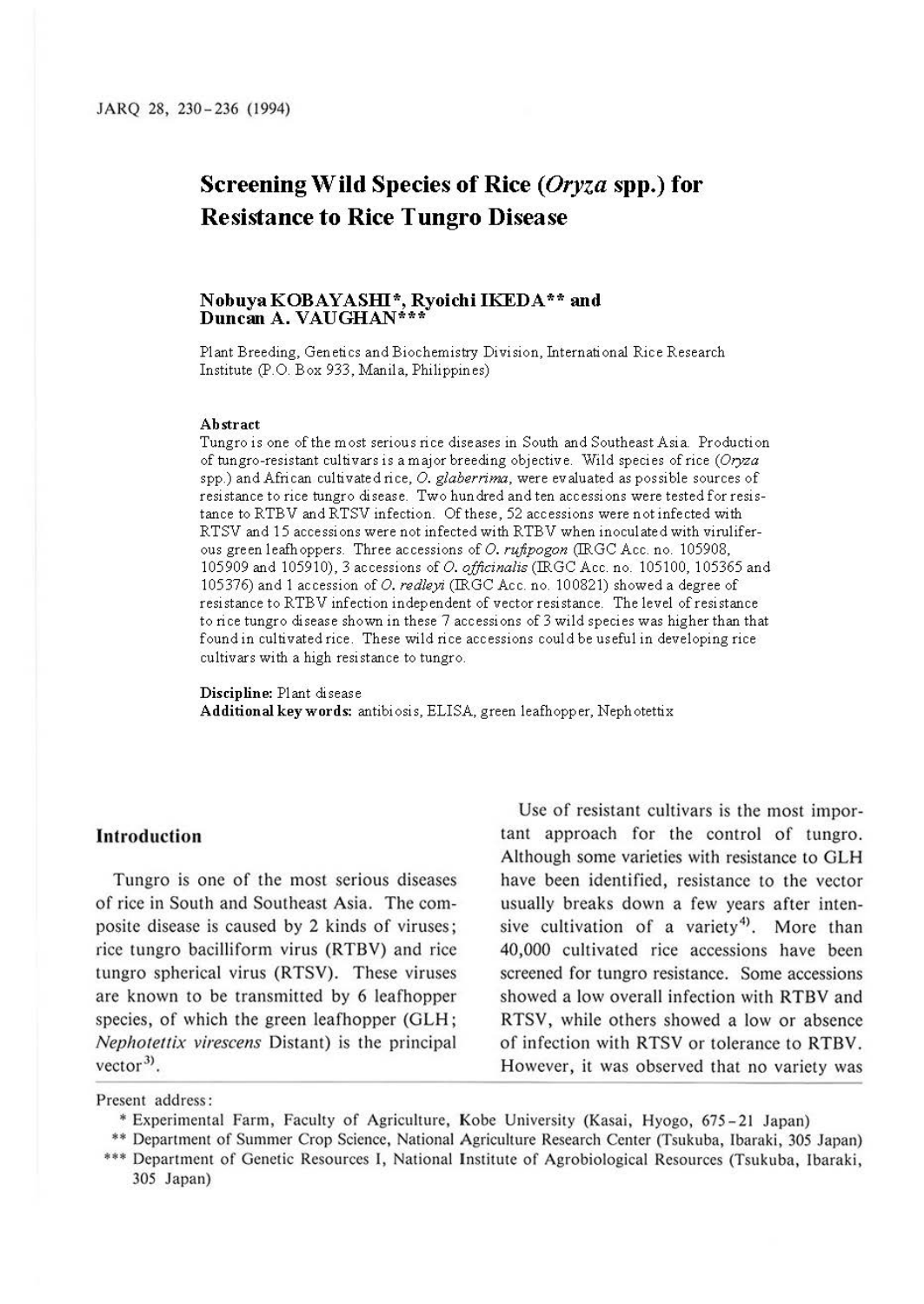# Screening Wild Species of Rice (*Oryza* spp.) for Resistance to Rice Tungro Disease

**Nobuya KOBAYASHI\*, Ryoichi IKEDA\*\* and Duncan A. VAUGHAN\*\*\***

Plant Breeding, Genetics and Biochemistry Division, International Rice Research Institute (P.O. Box 933, Manila, Philippines)

### Abstract

Tungro is one of the most serious rice diseases in South and Southeast Asia. Production of tungro-resistant cultivars is a major breeding objective. Wild species of rice (*Oryza* spp.) and African cultivated rice, *O. glaberrima*, were evaluated as possible sources of resistance to rice tungro disease. Two hundred and ten accessions were tested for resistance to RTBV and RTSV infection. Of these, 52 accessions were not infected with RTSV and 15 accessions were not infected with RTBV when inoculated with viruliferous green leafhoppers. Three accessions of *O. rufipogon* (IRGC Acc. no. 105908, 105909 and 105910), 3 accessions of *O. officinalis* (IRGC Acc. no. 105100, 105365 and 105376) and 1 accession of *O. redleyi* (IRGC Acc. no. 100821) showed a degree of resistance to RTBV infection independent of vector resistance. The level of resistance to rice tungro disease shown in these 7 accessions of 3 wild species was higher than that found in cultivated rice. These wild rice accessions could be useful in developing rice cultivars with a high resistance to tungro.

**Discipline:** Plant disease
**Additional key words:** antibiosis, ELISA, green leafhopper, Nephotettix

## Introduction

Tungro is one of the most serious diseases of rice in South and Southeast Asia. The composite disease is caused by 2 kinds of viruses; rice tungro bacilliform virus (RTBV) and rice tungro spherical virus (RTSV). These viruses are known to be transmitted by 6 leafhopper species, of which the green leafhopper (GLH; *Nephotettix virescens* Distant) is the principal vector[3].

Use of resistant cultivars is the most important approach for the control of tungro. Although some varieties with resistance to GLH have been identified, resistance to the vector usually breaks down a few years after intensive cultivation of a variety[4]. More than 40,000 cultivated rice accessions have been screened for tungro resistance. Some accessions showed a low overall infection with RTBV and RTSV, while others showed a low or absence of infection with RTSV or tolerance to RTBV. However, it was observed that no variety was

---

Present address:

\* Experimental Farm, Faculty of Agriculture, Kobe University (Kasai, Hyogo, 675-21 Japan)

\*\* Department of Summer Crop Science, National Agriculture Research Center (Tsukuba, Ibaraki, 305 Japan)

\*\*\* Department of Genetic Resources I, National Institute of Agrobiological Resources (Tsukuba, Ibaraki, 305 Japan)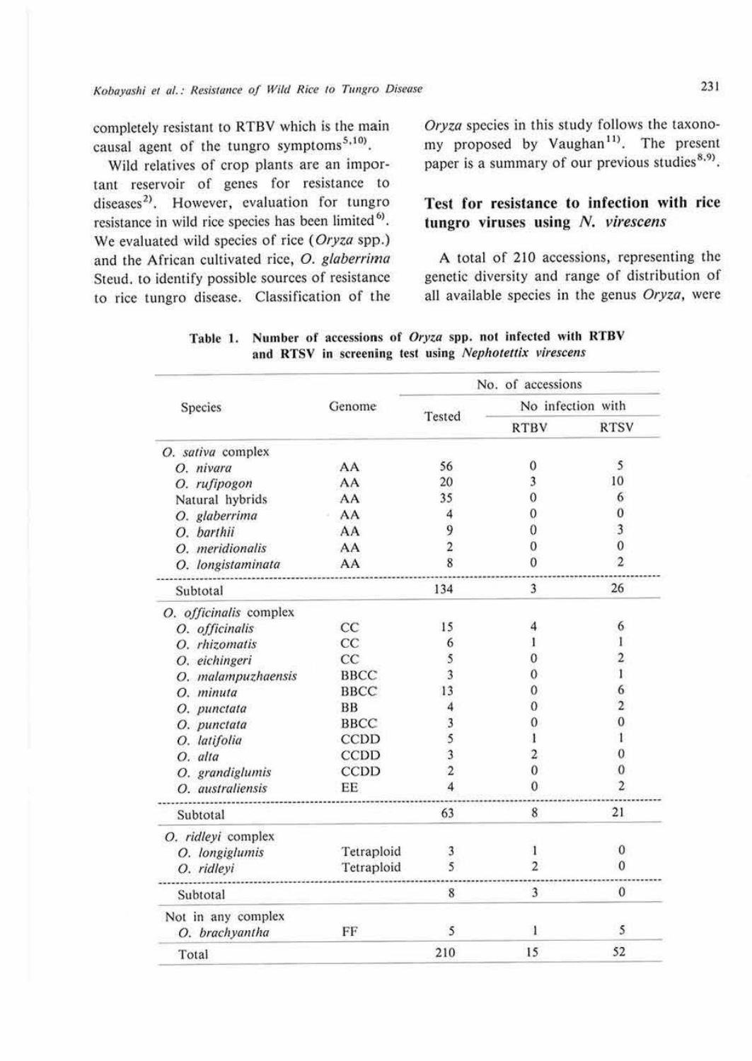completely resistant to RTBV which is the main causal agent of the tungro symptoms[5,10].

Wild relatives of crop plants are an important reservoir of genes for resistance to diseases[2]. However, evaluation for tungro resistance in wild rice species has been limited[6]. We evaluated wild species of rice (*Oryza* spp.) and the African cultivated rice, *O. glaberrima* Steud. to identify possible sources of resistance to rice tungro disease. Classification of the *Oryza* species in this study follows the taxonomy proposed by Vaughan[11]. The present paper is a summary of our previous studies[8,9].

## Test for resistance to infection with rice tungro viruses using *N. virescens*

A total of 210 accessions, representing the genetic diversity and range of distribution of all available species in the genus *Oryza*, were

**Table 1. Number of accessions of *Oryza* spp. not infected with RTBV and RTSV in screening test using *Nephotettix virescens***

| Species | Genome | No. of accessions | | |
|---|---|---|---|---|
| | | Tested | No infection with | |
| | | | RTBV | RTSV |
| *O. sativa* complex | | | | |
| *O. nivara* | AA | 56 | 0 | 5 |
| *O. rufipogon* | AA | 20 | 3 | 10 |
| Natural hybrids | AA | 35 | 0 | 6 |
| *O. glaberrima* | AA | 4 | 0 | 0 |
| *O. barthii* | AA | 9 | 0 | 3 |
| *O. meridionalis* | AA | 2 | 0 | 0 |
| *O. longistaminata* | AA | 8 | 0 | 2 |
| Subtotal | | 134 | 3 | 26 |
| *O. officinalis* complex | | | | |
| *O. officinalis* | CC | 15 | 4 | 6 |
| *O. rhizomatis* | CC | 6 | 1 | 1 |
| *O. eichingeri* | CC | 5 | 0 | 2 |
| *O. malampuzhaensis* | BBCC | 3 | 0 | 1 |
| *O. minuta* | BBCC | 13 | 0 | 6 |
| *O. punctata* | BB | 4 | 0 | 2 |
| *O. punctata* | BBCC | 3 | 0 | 0 |
| *O. latifolia* | CCDD | 5 | 1 | 1 |
| *O. alta* | CCDD | 3 | 2 | 0 |
| *O. grandiglumis* | CCDD | 2 | 0 | 0 |
| *O. australiensis* | EE | 4 | 0 | 2 |
| Subtotal | | 63 | 8 | 21 |
| *O. ridleyi* complex | | | | |
| *O. longiglumis* | Tetraploid | 3 | 1 | 0 |
| *O. ridleyi* | Tetraploid | 5 | 2 | 0 |
| Subtotal | | 8 | 3 | 0 |
| Not in any complex | | | | |
| *O. brachyantha* | FF | 5 | 1 | 5 |
| Total | | 210 | 15 | 52 |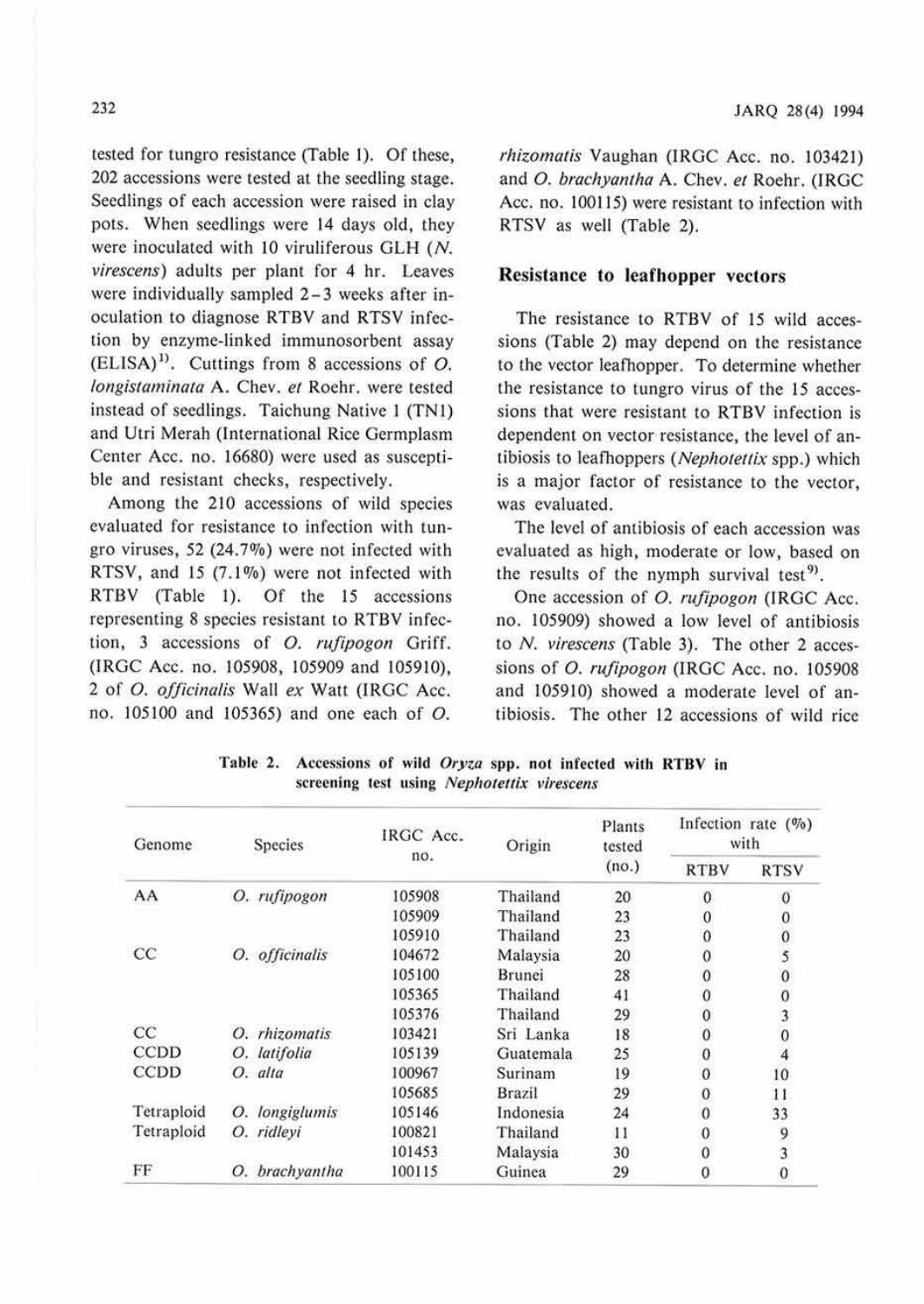tested for tungro resistance (Table 1). Of these, 202 accessions were tested at the seedling stage. Seedlings of each accession were raised in clay pots. When seedlings were 14 days old, they were inoculated with 10 viruliferous GLH (*N. virescens*) adults per plant for 4 hr. Leaves were individually sampled 2–3 weeks after inoculation to diagnose RTBV and RTSV infection by enzyme-linked immunosorbent assay (ELISA)[1]. Cuttings from 8 accessions of *O. longistaminata* A. Chev. *et* Roehr. were tested instead of seedlings. Taichung Native 1 (TN1) and Utri Merah (International Rice Germplasm Center Acc. no. 16680) were used as susceptible and resistant checks, respectively.

Among the 210 accessions of wild species evaluated for resistance to infection with tungro viruses, 52 (24.7%) were not infected with RTSV, and 15 (7.1%) were not infected with RTBV (Table 1). Of the 15 accessions representing 8 species resistant to RTBV infection, 3 accessions of *O. rufipogon* Griff. (IRGC Acc. no. 105908, 105909 and 105910), 2 of *O. officinalis* Wall *ex* Watt (IRGC Acc. no. 105100 and 105365) and one each of *O. rhizomatis* Vaughan (IRGC Acc. no. 103421) and *O. brachyantha* A. Chev. *et* Roehr. (IRGC Acc. no. 100115) were resistant to infection with RTSV as well (Table 2).

## Resistance to leafhopper vectors

The resistance to RTBV of 15 wild accessions (Table 2) may depend on the resistance to the vector leafhopper. To determine whether the resistance to tungro virus of the 15 accessions that were resistant to RTBV infection is dependent on vector resistance, the level of antibiosis to leafhoppers (*Nephotettix* spp.) which is a major factor of resistance to the vector, was evaluated.

The level of antibiosis of each accession was evaluated as high, moderate or low, based on the results of the nymph survival test[9].

One accession of *O. rufipogon* (IRGC Acc. no. 105909) showed a low level of antibiosis to *N. virescens* (Table 3). The other 2 accessions of *O. rufipogon* (IRGC Acc. no. 105908 and 105910) showed a moderate level of antibiosis. The other 12 accessions of wild rice

**Table 2. Accessions of wild *Oryza* spp. not infected with RTBV in screening test using *Nephotettix virescens***

| Genome | Species | IRGC Acc. no. | Origin | Plants tested (no.) | Infection rate (%) with | |
|---|---|---|---|---|---|---|
| | | | | | RTBV | RTSV |
| AA | *O. rufipogon* | 105908 | Thailand | 20 | 0 | 0 |
| | | 105909 | Thailand | 23 | 0 | 0 |
| | | 105910 | Thailand | 23 | 0 | 0 |
| CC | *O. officinalis* | 104672 | Malaysia | 20 | 0 | 5 |
| | | 105100 | Brunei | 28 | 0 | 0 |
| | | 105365 | Thailand | 41 | 0 | 0 |
| | | 105376 | Thailand | 29 | 0 | 3 |
| CC | *O. rhizomatis* | 103421 | Sri Lanka | 18 | 0 | 0 |
| CCDD | *O. latifolia* | 105139 | Guatemala | 25 | 0 | 4 |
| CCDD | *O. alta* | 100967 | Surinam | 19 | 0 | 10 |
| | | 105685 | Brazil | 29 | 0 | 11 |
| Tetraploid | *O. longiglumis* | 105146 | Indonesia | 24 | 0 | 33 |
| Tetraploid | *O. ridleyi* | 100821 | Thailand | 11 | 0 | 9 |
| | | 101453 | Malaysia | 30 | 0 | 3 |
| FF | *O. brachyantha* | 100115 | Guinea | 29 | 0 | 0 |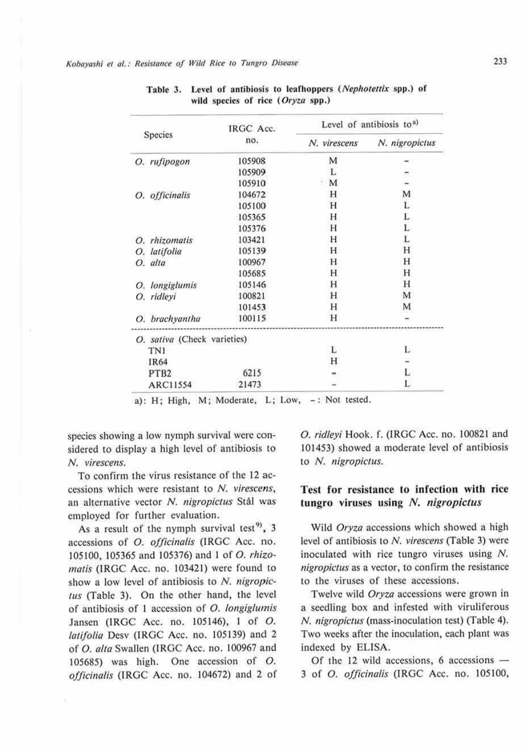Table 3. Level of antibiosis to leafhoppers (*Nephotettix* spp.) of wild species of rice (*Oryza* spp.)

| Species | IRGC Acc. no. | Level of antibiosis to[a] | |
|---|---|---|---|
| | | *N. virescens* | *N. nigropictus* |
| *O. rufipogon* | 105908 | M | - |
| | 105909 | L | - |
| | 105910 | M | - |
| *O. officinalis* | 104672 | H | M |
| | 105100 | H | L |
| | 105365 | H | L |
| | 105376 | H | L |
| *O. rhizomatis* | 103421 | H | L |
| *O. latifolia* | 105139 | H | H |
| *O. alta* | 100967 | H | H |
| | 105685 | H | H |
| *O. longiglumis* | 105146 | H | H |
| *O. ridleyi* | 100821 | H | M |
| | 101453 | H | M |
| *O. brachyantha* | 100115 | H | - |
| *O. sativa* (Check varieties) | | | |
| TN1 | | L | L |
| IR64 | | H | - |
| PTB2 | 6215 | - | L |
| ARC11554 | 21473 | - | L |

a): H; High, M; Moderate, L; Low, -: Not tested.

species showing a low nymph survival were considered to display a high level of antibiosis to *N. virescens*.

To confirm the virus resistance of the 12 accessions which were resistant to *N. virescens*, an alternative vector *N. nigropictus* Stål was employed for further evaluation.

As a result of the nymph survival test[9], 3 accessions of *O. officinalis* (IRGC Acc. no. 105100, 105365 and 105376) and 1 of *O. rhizomatis* (IRGC Acc. no. 103421) were found to show a low level of antibiosis to *N. nigropictus* (Table 3). On the other hand, the level of antibiosis of 1 accession of *O. longiglumis* Jansen (IRGC Acc. no. 105146), 1 of *O. latifolia* Desv (IRGC Acc. no. 105139) and 2 of *O. alta* Swallen (IRGC Acc. no. 100967 and 105685) was high. One accession of *O. officinalis* (IRGC Acc. no. 104672) and 2 of *O. ridleyi* Hook. f. (IRGC Acc. no. 100821 and 101453) showed a moderate level of antibiosis to *N. nigropictus*.

## Test for resistance to infection with rice tungro viruses using *N. nigropictus*

Wild *Oryza* accessions which showed a high level of antibiosis to *N. virescens* (Table 3) were inoculated with rice tungro viruses using *N. nigropictus* as a vector, to confirm the resistance to the viruses of these accessions.

Twelve wild *Oryza* accessions were grown in a seedling box and infested with viruliferous *N. nigropictus* (mass-inoculation test) (Table 4). Two weeks after the inoculation, each plant was indexed by ELISA.

Of the 12 wild accessions, 6 accessions — 3 of *O. officinalis* (IRGC Acc. no. 105100,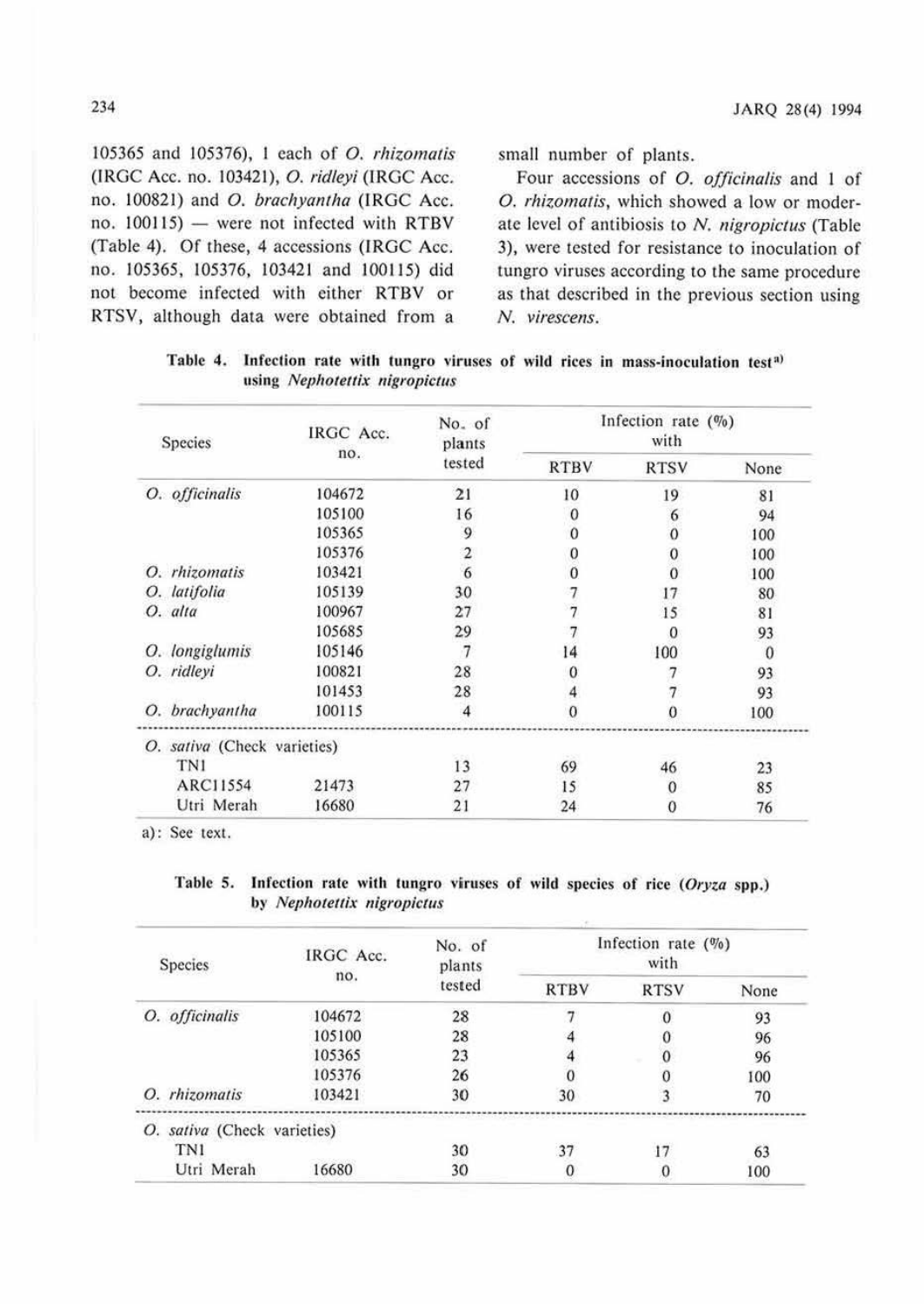105365 and 105376), 1 each of *O. rhizomatis* (IRGC Acc. no. 103421), *O. ridleyi* (IRGC Acc. no. 100821) and *O. brachyantha* (IRGC Acc. no. 100115) — were not infected with RTBV (Table 4). Of these, 4 accessions (IRGC Acc. no. 105365, 105376, 103421 and 100115) did not become infected with either RTBV or RTSV, although data were obtained from a small number of plants.

Four accessions of *O. officinalis* and 1 of *O. rhizomatis*, which showed a low or moderate level of antibiosis to *N. nigropictus* (Table 3), were tested for resistance to inoculation of tungro viruses according to the same procedure as that described in the previous section using *N. virescens*.

**Table 4. Infection rate with tungro viruses of wild rices in mass-inoculation test[a] using *Nephotettix nigropictus***

| Species | IRGC Acc. no. | No. of plants tested | Infection rate (%) with | | |
|---|---|---|---|---|---|
| | | | RTBV | RTSV | None |
| *O. officinalis* | 104672 | 21 | 10 | 19 | 81 |
| | 105100 | 16 | 0 | 6 | 94 |
| | 105365 | 9 | 0 | 0 | 100 |
| | 105376 | 2 | 0 | 0 | 100 |
| *O. rhizomatis* | 103421 | 6 | 0 | 0 | 100 |
| *O. latifolia* | 105139 | 30 | 7 | 17 | 80 |
| *O. alta* | 100967 | 27 | 7 | 15 | 81 |
| | 105685 | 29 | 7 | 0 | 93 |
| *O. longiglumis* | 105146 | 7 | 14 | 100 | 0 |
| *O. ridleyi* | 100821 | 28 | 0 | 7 | 93 |
| | 101453 | 28 | 4 | 7 | 93 |
| *O. brachyantha* | 100115 | 4 | 0 | 0 | 100 |
| *O. sativa* (Check varieties) | | | | | |
| TN1 | | 13 | 69 | 46 | 23 |
| ARC11554 | 21473 | 27 | 15 | 0 | 85 |
| Utri Merah | 16680 | 21 | 24 | 0 | 76 |

a): See text.

**Table 5. Infection rate with tungro viruses of wild species of rice (*Oryza* spp.) by *Nephotettix nigropictus***

| Species | IRGC Acc. no. | No. of plants tested | Infection rate (%) with | | |
|---|---|---|---|---|---|
| | | | RTBV | RTSV | None |
| *O. officinalis* | 104672 | 28 | 7 | 0 | 93 |
| | 105100 | 28 | 4 | 0 | 96 |
| | 105365 | 23 | 4 | 0 | 96 |
| | 105376 | 26 | 0 | 0 | 100 |
| *O. rhizomatis* | 103421 | 30 | 30 | 3 | 70 |
| *O. sativa* (Check varieties) | | | | | |
| TN1 | | 30 | 37 | 17 | 63 |
| Utri Merah | 16680 | 30 | 0 | 0 | 100 |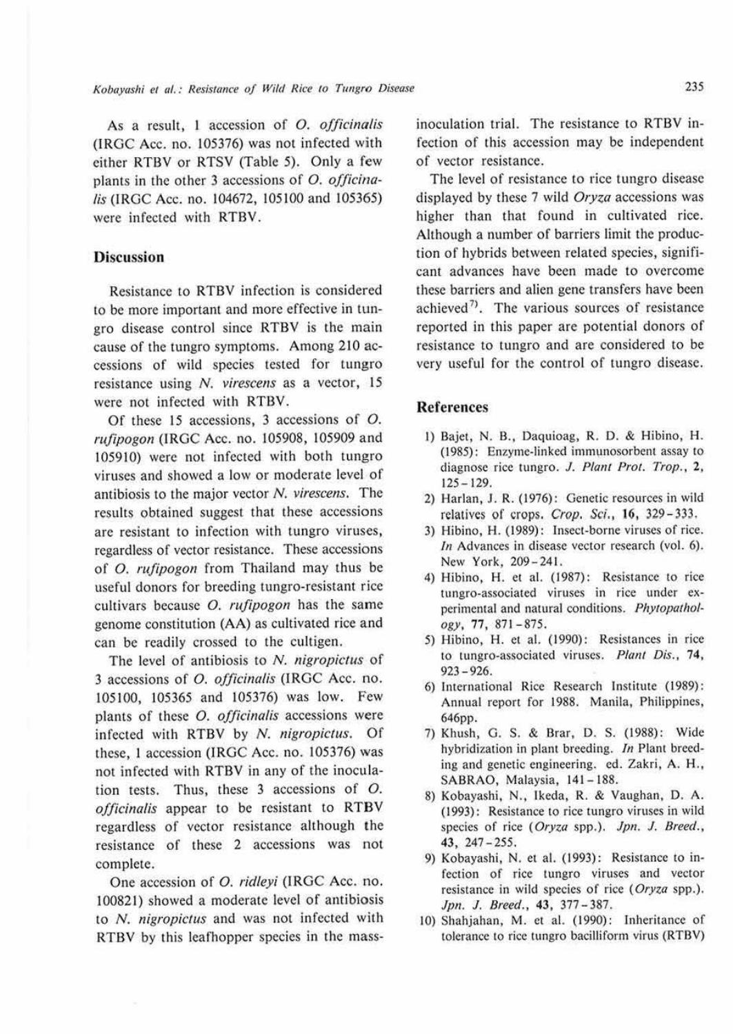As a result, 1 accession of *O. officinalis* (IRGC Acc. no. 105376) was not infected with either RTBV or RTSV (Table 5). Only a few plants in the other 3 accessions of *O. officinalis* (IRGC Acc. no. 104672, 105100 and 105365) were infected with RTBV.

## Discussion

Resistance to RTBV infection is considered to be more important and more effective in tungro disease control since RTBV is the main cause of the tungro symptoms. Among 210 accessions of wild species tested for tungro resistance using *N. virescens* as a vector, 15 were not infected with RTBV.

Of these 15 accessions, 3 accessions of *O. rufipogon* (IRGC Acc. no. 105908, 105909 and 105910) were not infected with both tungro viruses and showed a low or moderate level of antibiosis to the major vector *N. virescens*. The results obtained suggest that these accessions are resistant to infection with tungro viruses, regardless of vector resistance. These accessions of *O. rufipogon* from Thailand may thus be useful donors for breeding tungro-resistant rice cultivars because *O. rufipogon* has the same genome constitution (AA) as cultivated rice and can be readily crossed to the cultigen.

The level of antibiosis to *N. nigropictus* of 3 accessions of *O. officinalis* (IRGC Acc. no. 105100, 105365 and 105376) was low. Few plants of these *O. officinalis* accessions were infected with RTBV by *N. nigropictus*. Of these, 1 accession (IRGC Acc. no. 105376) was not infected with RTBV in any of the inoculation tests. Thus, these 3 accessions of *O. officinalis* appear to be resistant to RTBV regardless of vector resistance although the resistance of these 2 accessions was not complete.

One accession of *O. ridleyi* (IRGC Acc. no. 100821) showed a moderate level of antibiosis to *N. nigropictus* and was not infected with RTBV by this leafhopper species in the mass-inoculation trial. The resistance to RTBV infection of this accession may be independent of vector resistance.

The level of resistance to rice tungro disease displayed by these 7 wild *Oryza* accessions was higher than that found in cultivated rice. Although a number of barriers limit the production of hybrids between related species, significant advances have been made to overcome these barriers and alien gene transfers have been achieved[7]. The various sources of resistance reported in this paper are potential donors of resistance to tungro and are considered to be very useful for the control of tungro disease.

## References

1) Bajet, N. B., Daquioag, R. D. & Hibino, H. (1985): Enzyme-linked immunosorbent assay to diagnose rice tungro. *J. Plant Prot. Trop.*, **2**, 125–129.
2) Harlan, J. R. (1976): Genetic resources in wild relatives of crops. *Crop. Sci.*, **16**, 329–333.
3) Hibino, H. (1989): Insect-borne viruses of rice. *In* Advances in disease vector research (vol. 6). New York, 209–241.
4) Hibino, H. et al. (1987): Resistance to rice tungro-associated viruses in rice under experimental and natural conditions. *Phytopathology*, **77**, 871–875.
5) Hibino, H. et al. (1990): Resistances in rice to tungro-associated viruses. *Plant Dis.*, **74**, 923–926.
6) International Rice Research Institute (1989): Annual report for 1988. Manila, Philippines, 646pp.
7) Khush, G. S. & Brar, D. S. (1988): Wide hybridization in plant breeding. *In* Plant breeding and genetic engineering. ed. Zakri, A. H., SABRAO, Malaysia, 141–188.
8) Kobayashi, N., Ikeda, R. & Vaughan, D. A. (1993): Resistance to rice tungro viruses in wild species of rice (*Oryza* spp.). *Jpn. J. Breed.*, **43**, 247–255.
9) Kobayashi, N. et al. (1993): Resistance to infection of rice tungro viruses and vector resistance in wild species of rice (*Oryza* spp.). *Jpn. J. Breed.*, **43**, 377–387.
10) Shahjahan, M. et al. (1990): Inheritance of tolerance to rice tungro bacilliform virus (RTBV)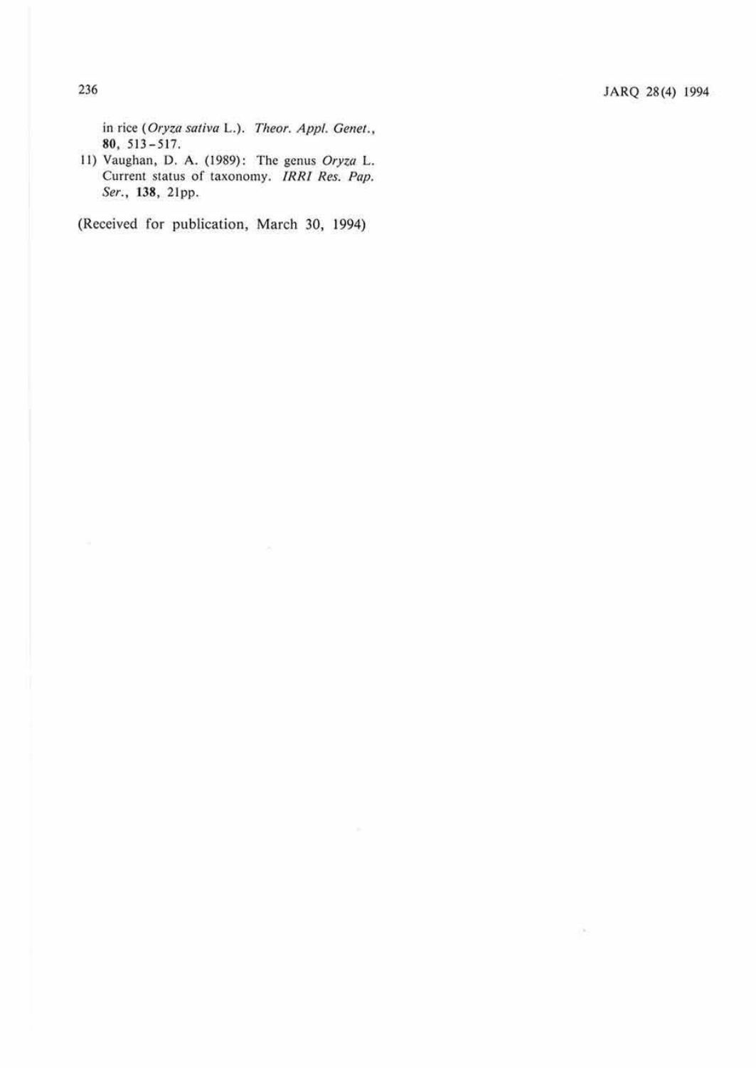in rice (*Oryza sativa* L.). *Theor. Appl. Genet.*, **80**, 513–517.

11) Vaughan, D. A. (1989): The genus *Oryza* L. Current status of taxonomy. *IRRI Res. Pap. Ser.*, **138**, 21pp.

(Received for publication, March 30, 1994)